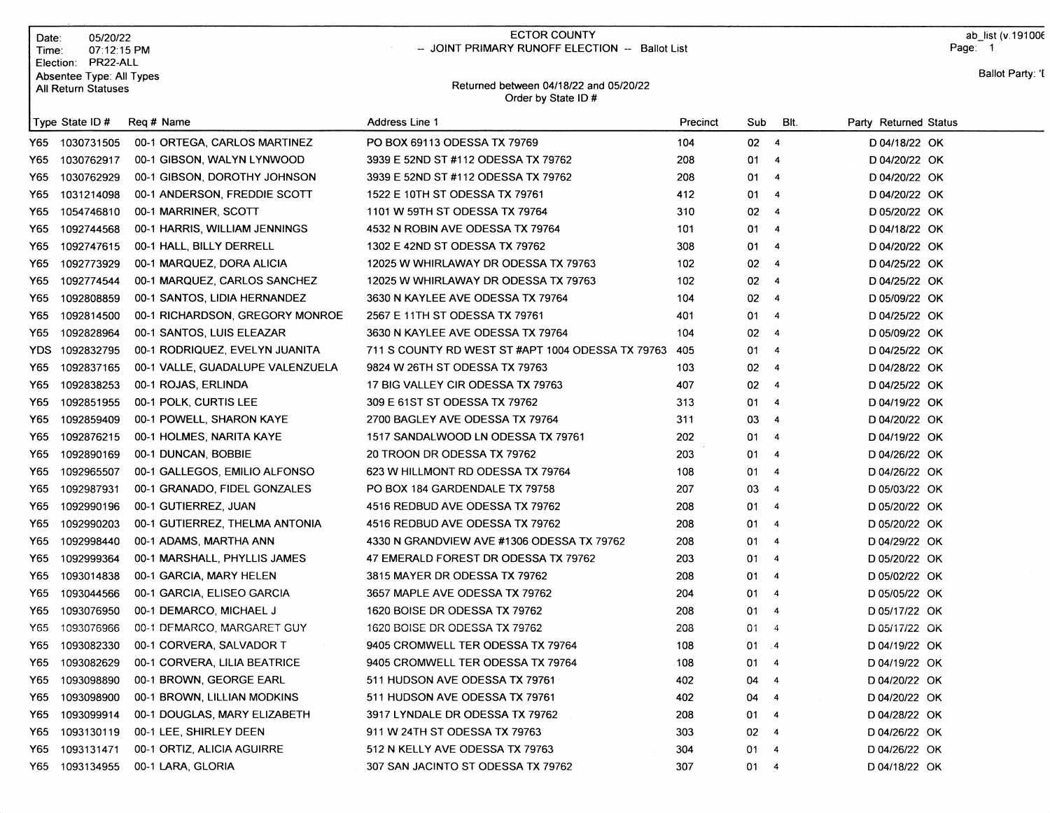Date: 05/20/22
Time: 07:12:15 PM
Election: PR22-ALL
Absentee Type: All Types
All Return Statuses

# ECTOR COUNTY

-- JOINT PRIMARY RUNOFF ELECTION -- Ballot List

Returned between 04/18/22 and 05/20/22
Order by State ID #

ab_list (v.191006
Ballot Party: 'I

| Type | State ID # | Req # | Name | Address Line 1 | Precinct | Sub | Blt. | Party | Returned | Status |
|---|---|---|---|---|---|---|---|---|---|---|
| Y65 | 1030731505 | 00-1 | ORTEGA, CARLOS MARTINEZ | PO BOX 69113 ODESSA TX 79769 | 104 | 02 | 4 | D | 04/18/22 | OK |
| Y65 | 1030762917 | 00-1 | GIBSON, WALYN LYNWOOD | 3939 E 52ND ST #112 ODESSA TX 79762 | 208 | 01 | 4 | D | 04/20/22 | OK |
| Y65 | 1030762929 | 00-1 | GIBSON, DOROTHY JOHNSON | 3939 E 52ND ST #112 ODESSA TX 79762 | 208 | 01 | 4 | D | 04/20/22 | OK |
| Y65 | 1031214098 | 00-1 | ANDERSON, FREDDIE SCOTT | 1522 E 10TH ST ODESSA TX 79761 | 412 | 01 | 4 | D | 04/20/22 | OK |
| Y65 | 1054746810 | 00-1 | MARRINER, SCOTT | 1101 W 59TH ST ODESSA TX 79764 | 310 | 02 | 4 | D | 05/20/22 | OK |
| Y65 | 1092744568 | 00-1 | HARRIS, WILLIAM JENNINGS | 4532 N ROBIN AVE ODESSA TX 79764 | 101 | 01 | 4 | D | 04/18/22 | OK |
| Y65 | 1092747615 | 00-1 | HALL, BILLY DERRELL | 1302 E 42ND ST ODESSA TX 79762 | 308 | 01 | 4 | D | 04/20/22 | OK |
| Y65 | 1092773929 | 00-1 | MARQUEZ, DORA ALICIA | 12025 W WHIRLAWAY DR ODESSA TX 79763 | 102 | 02 | 4 | D | 04/25/22 | OK |
| Y65 | 1092774544 | 00-1 | MARQUEZ, CARLOS SANCHEZ | 12025 W WHIRLAWAY DR ODESSA TX 79763 | 102 | 02 | 4 | D | 04/25/22 | OK |
| Y65 | 1092808859 | 00-1 | SANTOS, LIDIA HERNANDEZ | 3630 N KAYLEE AVE ODESSA TX 79764 | 104 | 02 | 4 | D | 05/09/22 | OK |
| Y65 | 1092814500 | 00-1 | RICHARDSON, GREGORY MONROE | 2567 E 11TH ST ODESSA TX 79761 | 401 | 01 | 4 | D | 04/25/22 | OK |
| Y65 | 1092828964 | 00-1 | SANTOS, LUIS ELEAZAR | 3630 N KAYLEE AVE ODESSA TX 79764 | 104 | 02 | 4 | D | 05/09/22 | OK |
| YDS | 1092832795 | 00-1 | RODRIQUEZ, EVELYN JUANITA | 711 S COUNTY RD WEST ST #APT 1004 ODESSA TX 79763 | 405 | 01 | 4 | D | 04/25/22 | OK |
| Y65 | 1092837165 | 00-1 | VALLE, GUADALUPE VALENZUELA | 9824 W 26TH ST ODESSA TX 79763 | 103 | 02 | 4 | D | 04/28/22 | OK |
| Y65 | 1092838253 | 00-1 | ROJAS, ERLINDA | 17 BIG VALLEY CIR ODESSA TX 79763 | 407 | 02 | 4 | D | 04/25/22 | OK |
| Y65 | 1092851955 | 00-1 | POLK, CURTIS LEE | 309 E 61ST ST ODESSA TX 79762 | 313 | 01 | 4 | D | 04/19/22 | OK |
| Y65 | 1092859409 | 00-1 | POWELL, SHARON KAYE | 2700 BAGLEY AVE ODESSA TX 79764 | 311 | 03 | 4 | D | 04/20/22 | OK |
| Y65 | 1092876215 | 00-1 | HOLMES, NARITA KAYE | 1517 SANDALWOOD LN ODESSA TX 79761 | 202 | 01 | 4 | D | 04/19/22 | OK |
| Y65 | 1092890169 | 00-1 | DUNCAN, BOBBIE | 20 TROON DR ODESSA TX 79762 | 203 | 01 | 4 | D | 04/26/22 | OK |
| Y65 | 1092965507 | 00-1 | GALLEGOS, EMILIO ALFONSO | 623 W HILLMONT RD ODESSA TX 79764 | 108 | 01 | 4 | D | 04/26/22 | OK |
| Y65 | 1092987931 | 00-1 | GRANADO, FIDEL GONZALES | PO BOX 184 GARDENDALE TX 79758 | 207 | 03 | 4 | D | 05/03/22 | OK |
| Y65 | 1092990196 | 00-1 | GUTIERREZ, JUAN | 4516 REDBUD AVE ODESSA TX 79762 | 208 | 01 | 4 | D | 05/20/22 | OK |
| Y65 | 1092990203 | 00-1 | GUTIERREZ, THELMA ANTONIA | 4516 REDBUD AVE ODESSA TX 79762 | 208 | 01 | 4 | D | 05/20/22 | OK |
| Y65 | 1092998440 | 00-1 | ADAMS, MARTHA ANN | 4330 N GRANDVIEW AVE #1306 ODESSA TX 79762 | 208 | 01 | 4 | D | 04/29/22 | OK |
| Y65 | 1092999364 | 00-1 | MARSHALL, PHYLLIS JAMES | 47 EMERALD FOREST DR ODESSA TX 79762 | 203 | 01 | 4 | D | 05/20/22 | OK |
| Y65 | 1093014838 | 00-1 | GARCIA, MARY HELEN | 3815 MAYER DR ODESSA TX 79762 | 208 | 01 | 4 | D | 05/02/22 | OK |
| Y65 | 1093044566 | 00-1 | GARCIA, ELISEO GARCIA | 3657 MAPLE AVE ODESSA TX 79762 | 204 | 01 | 4 | D | 05/05/22 | OK |
| Y65 | 1093076950 | 00-1 | DEMARCO, MICHAEL J | 1620 BOISE DR ODESSA TX 79762 | 208 | 01 | 4 | D | 05/17/22 | OK |
| Y65 | 1093076966 | 00-1 | DEMARCO, MARGARET GUY | 1620 BOISE DR ODESSA TX 79762 | 208 | 01 | 4 | D | 05/17/22 | OK |
| Y65 | 1093082330 | 00-1 | CORVERA, SALVADOR T | 9405 CROMWELL TER ODESSA TX 79764 | 108 | 01 | 4 | D | 04/19/22 | OK |
| Y65 | 1093082629 | 00-1 | CORVERA, LILIA BEATRICE | 9405 CROMWELL TER ODESSA TX 79764 | 108 | 01 | 4 | D | 04/19/22 | OK |
| Y65 | 1093098890 | 00-1 | BROWN, GEORGE EARL | 511 HUDSON AVE ODESSA TX 79761 | 402 | 04 | 4 | D | 04/20/22 | OK |
| Y65 | 1093098900 | 00-1 | BROWN, LILLIAN MODKINS | 511 HUDSON AVE ODESSA TX 79761 | 402 | 04 | 4 | D | 04/20/22 | OK |
| Y65 | 1093099914 | 00-1 | DOUGLAS, MARY ELIZABETH | 3917 LYNDALE DR ODESSA TX 79762 | 208 | 01 | 4 | D | 04/28/22 | OK |
| Y65 | 1093130119 | 00-1 | LEE, SHIRLEY DEEN | 911 W 24TH ST ODESSA TX 79763 | 303 | 02 | 4 | D | 04/26/22 | OK |
| Y65 | 1093131471 | 00-1 | ORTIZ, ALICIA AGUIRRE | 512 N KELLY AVE ODESSA TX 79763 | 304 | 01 | 4 | D | 04/26/22 | OK |
| Y65 | 1093134955 | 00-1 | LARA, GLORIA | 307 SAN JACINTO ST ODESSA TX 79762 | 307 | 01 | 4 | D | 04/18/22 | OK |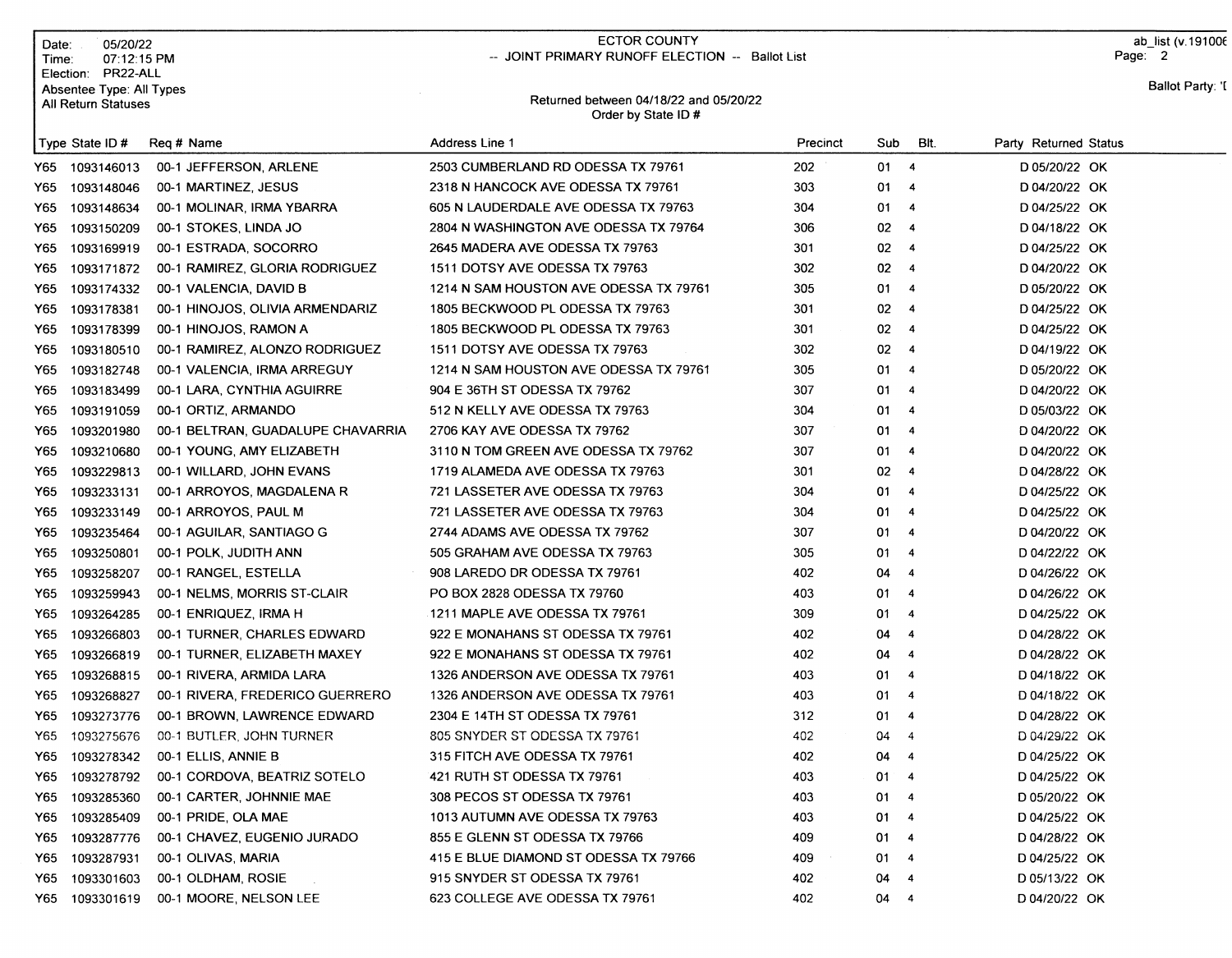Date: 05/20/22
Time: 07:12:15 PM
Election: PR22-ALL
Absentee Type: All Types
All Return Statuses

ECTOR COUNTY
-- JOINT PRIMARY RUNOFF ELECTION -- Ballot List

Returned between 04/18/22 and 05/20/22
Order by State ID #

ab_list (v.191006
Page: 2

Ballot Party: 'I

| Type | State ID # | Req # | Name | Address Line 1 | Precinct | Sub | Blt. | Party | Returned | Status |
|---|---|---|---|---|---|---|---|---|---|---|
| Y65 | 1093146013 | 00-1 | JEFFERSON, ARLENE | 2503 CUMBERLAND RD ODESSA TX 79761 | 202 | 01 | 4 | D | 05/20/22 | OK |
| Y65 | 1093148046 | 00-1 | MARTINEZ, JESUS | 2318 N HANCOCK AVE ODESSA TX 79761 | 303 | 01 | 4 | D | 04/20/22 | OK |
| Y65 | 1093148634 | 00-1 | MOLINAR, IRMA YBARRA | 605 N LAUDERDALE AVE ODESSA TX 79763 | 304 | 01 | 4 | D | 04/25/22 | OK |
| Y65 | 1093150209 | 00-1 | STOKES, LINDA JO | 2804 N WASHINGTON AVE ODESSA TX 79764 | 306 | 02 | 4 | D | 04/18/22 | OK |
| Y65 | 1093169919 | 00-1 | ESTRADA, SOCORRO | 2645 MADERA AVE ODESSA TX 79763 | 301 | 02 | 4 | D | 04/25/22 | OK |
| Y65 | 1093171872 | 00-1 | RAMIREZ, GLORIA RODRIGUEZ | 1511 DOTSY AVE ODESSA TX 79763 | 302 | 02 | 4 | D | 04/20/22 | OK |
| Y65 | 1093174332 | 00-1 | VALENCIA, DAVID B | 1214 N SAM HOUSTON AVE ODESSA TX 79761 | 305 | 01 | 4 | D | 05/20/22 | OK |
| Y65 | 1093178381 | 00-1 | HINOJOS, OLIVIA ARMENDARIZ | 1805 BECKWOOD PL ODESSA TX 79763 | 301 | 02 | 4 | D | 04/25/22 | OK |
| Y65 | 1093178399 | 00-1 | HINOJOS, RAMON A | 1805 BECKWOOD PL ODESSA TX 79763 | 301 | 02 | 4 | D | 04/25/22 | OK |
| Y65 | 1093180510 | 00-1 | RAMIREZ, ALONZO RODRIGUEZ | 1511 DOTSY AVE ODESSA TX 79763 | 302 | 02 | 4 | D | 04/19/22 | OK |
| Y65 | 1093182748 | 00-1 | VALENCIA, IRMA ARREGUY | 1214 N SAM HOUSTON AVE ODESSA TX 79761 | 305 | 01 | 4 | D | 05/20/22 | OK |
| Y65 | 1093183499 | 00-1 | LARA, CYNTHIA AGUIRRE | 904 E 36TH ST ODESSA TX 79762 | 307 | 01 | 4 | D | 04/20/22 | OK |
| Y65 | 1093191059 | 00-1 | ORTIZ, ARMANDO | 512 N KELLY AVE ODESSA TX 79763 | 304 | 01 | 4 | D | 05/03/22 | OK |
| Y65 | 1093201980 | 00-1 | BELTRAN, GUADALUPE CHAVARRIA | 2706 KAY AVE ODESSA TX 79762 | 307 | 01 | 4 | D | 04/20/22 | OK |
| Y65 | 1093210680 | 00-1 | YOUNG, AMY ELIZABETH | 3110 N TOM GREEN AVE ODESSA TX 79762 | 307 | 01 | 4 | D | 04/20/22 | OK |
| Y65 | 1093229813 | 00-1 | WILLARD, JOHN EVANS | 1719 ALAMEDA AVE ODESSA TX 79763 | 301 | 02 | 4 | D | 04/28/22 | OK |
| Y65 | 1093233131 | 00-1 | ARROYOS, MAGDALENA R | 721 LASSETER AVE ODESSA TX 79763 | 304 | 01 | 4 | D | 04/25/22 | OK |
| Y65 | 1093233149 | 00-1 | ARROYOS, PAUL M | 721 LASSETER AVE ODESSA TX 79763 | 304 | 01 | 4 | D | 04/25/22 | OK |
| Y65 | 1093235464 | 00-1 | AGUILAR, SANTIAGO G | 2744 ADAMS AVE ODESSA TX 79762 | 307 | 01 | 4 | D | 04/20/22 | OK |
| Y65 | 1093250801 | 00-1 | POLK, JUDITH ANN | 505 GRAHAM AVE ODESSA TX 79763 | 305 | 01 | 4 | D | 04/22/22 | OK |
| Y65 | 1093258207 | 00-1 | RANGEL, ESTELLA | 908 LAREDO DR ODESSA TX 79761 | 402 | 04 | 4 | D | 04/26/22 | OK |
| Y65 | 1093259943 | 00-1 | NELMS, MORRIS ST-CLAIR | PO BOX 2828 ODESSA TX 79760 | 403 | 01 | 4 | D | 04/26/22 | OK |
| Y65 | 1093264285 | 00-1 | ENRIQUEZ, IRMA H | 1211 MAPLE AVE ODESSA TX 79761 | 309 | 01 | 4 | D | 04/25/22 | OK |
| Y65 | 1093266803 | 00-1 | TURNER, CHARLES EDWARD | 922 E MONAHANS ST ODESSA TX 79761 | 402 | 04 | 4 | D | 04/28/22 | OK |
| Y65 | 1093266819 | 00-1 | TURNER, ELIZABETH MAXEY | 922 E MONAHANS ST ODESSA TX 79761 | 402 | 04 | 4 | D | 04/28/22 | OK |
| Y65 | 1093268815 | 00-1 | RIVERA, ARMIDA LARA | 1326 ANDERSON AVE ODESSA TX 79761 | 403 | 01 | 4 | D | 04/18/22 | OK |
| Y65 | 1093268827 | 00-1 | RIVERA, FREDERICO GUERRERO | 1326 ANDERSON AVE ODESSA TX 79761 | 403 | 01 | 4 | D | 04/18/22 | OK |
| Y65 | 1093273776 | 00-1 | BROWN, LAWRENCE EDWARD | 2304 E 14TH ST ODESSA TX 79761 | 312 | 01 | 4 | D | 04/28/22 | OK |
| Y65 | 1093275676 | 00-1 | BUTLER, JOHN TURNER | 805 SNYDER ST ODESSA TX 79761 | 402 | 04 | 4 | D | 04/29/22 | OK |
| Y65 | 1093278342 | 00-1 | ELLIS, ANNIE B | 315 FITCH AVE ODESSA TX 79761 | 402 | 04 | 4 | D | 04/25/22 | OK |
| Y65 | 1093278792 | 00-1 | CORDOVA, BEATRIZ SOTELO | 421 RUTH ST ODESSA TX 79761 | 403 | 01 | 4 | D | 04/25/22 | OK |
| Y65 | 1093285360 | 00-1 | CARTER, JOHNNIE MAE | 308 PECOS ST ODESSA TX 79761 | 403 | 01 | 4 | D | 05/20/22 | OK |
| Y65 | 1093285409 | 00-1 | PRIDE, OLA MAE | 1013 AUTUMN AVE ODESSA TX 79763 | 403 | 01 | 4 | D | 04/25/22 | OK |
| Y65 | 1093287776 | 00-1 | CHAVEZ, EUGENIO JURADO | 855 E GLENN ST ODESSA TX 79766 | 409 | 01 | 4 | D | 04/28/22 | OK |
| Y65 | 1093287931 | 00-1 | OLIVAS, MARIA | 415 E BLUE DIAMOND ST ODESSA TX 79766 | 409 | 01 | 4 | D | 04/25/22 | OK |
| Y65 | 1093301603 | 00-1 | OLDHAM, ROSIE | 915 SNYDER ST ODESSA TX 79761 | 402 | 04 | 4 | D | 05/13/22 | OK |
| Y65 | 1093301619 | 00-1 | MOORE, NELSON LEE | 623 COLLEGE AVE ODESSA TX 79761 | 402 | 04 | 4 | D | 04/20/22 | OK |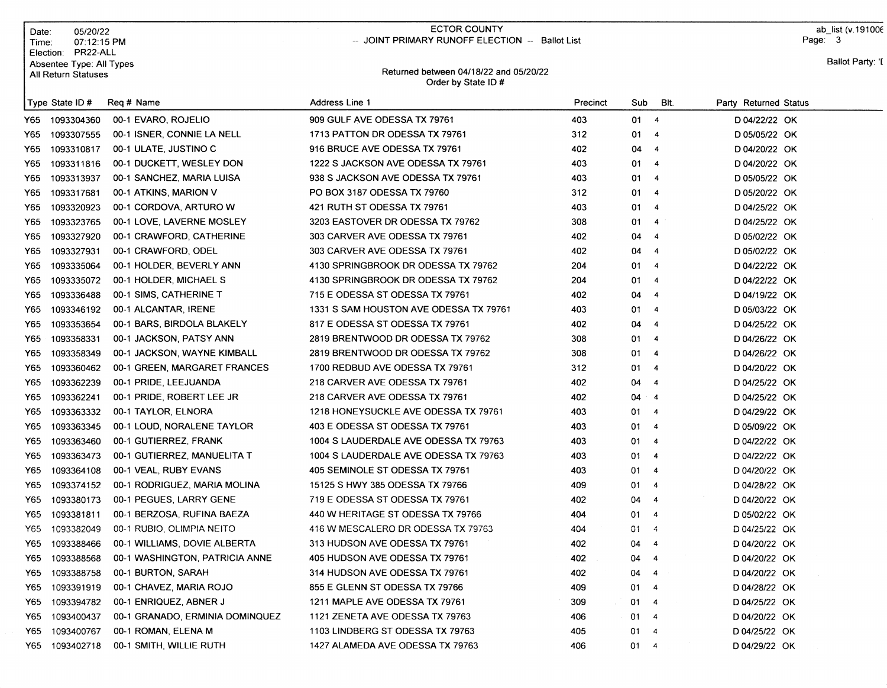Date: 05/20/22
Time: 07:12:15 PM
Election: PR22-ALL
Absentee Type: All Types
All Return Statuses

ECTOR COUNTY
-- JOINT PRIMARY RUNOFF ELECTION -- Ballot List

Returned between 04/18/22 and 05/20/22
Order by State ID #

ab_list (v.191006
Ballot Party: 'D

| Type | State ID # | Req # | Name | Address Line 1 | Precinct | Sub | Blt. | Party | Returned | Status |
|---|---|---|---|---|---|---|---|---|---|---|
| Y65 | 1093304360 | 00-1 | EVARO, ROJELIO | 909 GULF AVE ODESSA TX 79761 | 403 | 01 | 4 | D | 04/22/22 | OK |
| Y65 | 1093307555 | 00-1 | ISNER, CONNIE LA NELL | 1713 PATTON DR ODESSA TX 79761 | 312 | 01 | 4 | D | 05/05/22 | OK |
| Y65 | 1093310817 | 00-1 | ULATE, JUSTINO C | 916 BRUCE AVE ODESSA TX 79761 | 402 | 04 | 4 | D | 04/20/22 | OK |
| Y65 | 1093311816 | 00-1 | DUCKETT, WESLEY DON | 1222 S JACKSON AVE ODESSA TX 79761 | 403 | 01 | 4 | D | 04/20/22 | OK |
| Y65 | 1093313937 | 00-1 | SANCHEZ, MARIA LUISA | 938 S JACKSON AVE ODESSA TX 79761 | 403 | 01 | 4 | D | 05/05/22 | OK |
| Y65 | 1093317681 | 00-1 | ATKINS, MARION V | PO BOX 3187 ODESSA TX 79760 | 312 | 01 | 4 | D | 05/20/22 | OK |
| Y65 | 1093320923 | 00-1 | CORDOVA, ARTURO W | 421 RUTH ST ODESSA TX 79761 | 403 | 01 | 4 | D | 04/25/22 | OK |
| Y65 | 1093323765 | 00-1 | LOVE, LAVERNE MOSLEY | 3203 EASTOVER DR ODESSA TX 79762 | 308 | 01 | 4 | D | 04/25/22 | OK |
| Y65 | 1093327920 | 00-1 | CRAWFORD, CATHERINE | 303 CARVER AVE ODESSA TX 79761 | 402 | 04 | 4 | D | 05/02/22 | OK |
| Y65 | 1093327931 | 00-1 | CRAWFORD, ODEL | 303 CARVER AVE ODESSA TX 79761 | 402 | 04 | 4 | D | 05/02/22 | OK |
| Y65 | 1093335064 | 00-1 | HOLDER, BEVERLY ANN | 4130 SPRINGBROOK DR ODESSA TX 79762 | 204 | 01 | 4 | D | 04/22/22 | OK |
| Y65 | 1093335072 | 00-1 | HOLDER, MICHAEL S | 4130 SPRINGBROOK DR ODESSA TX 79762 | 204 | 01 | 4 | D | 04/22/22 | OK |
| Y65 | 1093336488 | 00-1 | SIMS, CATHERINE T | 715 E ODESSA ST ODESSA TX 79761 | 402 | 04 | 4 | D | 04/19/22 | OK |
| Y65 | 1093346192 | 00-1 | ALCANTAR, IRENE | 1331 S SAM HOUSTON AVE ODESSA TX 79761 | 403 | 01 | 4 | D | 05/03/22 | OK |
| Y65 | 1093353654 | 00-1 | BARS, BIRDOLA BLAKELY | 817 E ODESSA ST ODESSA TX 79761 | 402 | 04 | 4 | D | 04/25/22 | OK |
| Y65 | 1093358331 | 00-1 | JACKSON, PATSY ANN | 2819 BRENTWOOD DR ODESSA TX 79762 | 308 | 01 | 4 | D | 04/26/22 | OK |
| Y65 | 1093358349 | 00-1 | JACKSON, WAYNE KIMBALL | 2819 BRENTWOOD DR ODESSA TX 79762 | 308 | 01 | 4 | D | 04/26/22 | OK |
| Y65 | 1093360462 | 00-1 | GREEN, MARGARET FRANCES | 1700 REDBUD AVE ODESSA TX 79761 | 312 | 01 | 4 | D | 04/20/22 | OK |
| Y65 | 1093362239 | 00-1 | PRIDE, LEEJUANDA | 218 CARVER AVE ODESSA TX 79761 | 402 | 04 | 4 | D | 04/25/22 | OK |
| Y65 | 1093362241 | 00-1 | PRIDE, ROBERT LEE JR | 218 CARVER AVE ODESSA TX 79761 | 402 | 04 | 4 | D | 04/25/22 | OK |
| Y65 | 1093363332 | 00-1 | TAYLOR, ELNORA | 1218 HONEYSUCKLE AVE ODESSA TX 79761 | 403 | 01 | 4 | D | 04/29/22 | OK |
| Y65 | 1093363345 | 00-1 | LOUD, NORALENE TAYLOR | 403 E ODESSA ST ODESSA TX 79761 | 403 | 01 | 4 | D | 05/09/22 | OK |
| Y65 | 1093363460 | 00-1 | GUTIERREZ, FRANK | 1004 S LAUDERDALE AVE ODESSA TX 79763 | 403 | 01 | 4 | D | 04/22/22 | OK |
| Y65 | 1093363473 | 00-1 | GUTIERREZ, MANUELITA T | 1004 S LAUDERDALE AVE ODESSA TX 79763 | 403 | 01 | 4 | D | 04/22/22 | OK |
| Y65 | 1093364108 | 00-1 | VEAL, RUBY EVANS | 405 SEMINOLE ST ODESSA TX 79761 | 403 | 01 | 4 | D | 04/20/22 | OK |
| Y65 | 1093374152 | 00-1 | RODRIGUEZ, MARIA MOLINA | 15125 S HWY 385 ODESSA TX 79766 | 409 | 01 | 4 | D | 04/28/22 | OK |
| Y65 | 1093380173 | 00-1 | PEGUES, LARRY GENE | 719 E ODESSA ST ODESSA TX 79761 | 402 | 04 | 4 | D | 04/20/22 | OK |
| Y65 | 1093381811 | 00-1 | BERZOSA, RUFINA BAEZA | 440 W HERITAGE ST ODESSA TX 79766 | 404 | 01 | 4 | D | 05/02/22 | OK |
| Y65 | 1093382049 | 00-1 | RUBIO, OLIMPIA NEITO | 416 W MESCALERO DR ODESSA TX 79763 | 404 | 01 | 4 | D | 04/25/22 | OK |
| Y65 | 1093388466 | 00-1 | WILLIAMS, DOVIE ALBERTA | 313 HUDSON AVE ODESSA TX 79761 | 402 | 04 | 4 | D | 04/20/22 | OK |
| Y65 | 1093388568 | 00-1 | WASHINGTON, PATRICIA ANNE | 405 HUDSON AVE ODESSA TX 79761 | 402 | 04 | 4 | D | 04/20/22 | OK |
| Y65 | 1093388758 | 00-1 | BURTON, SARAH | 314 HUDSON AVE ODESSA TX 79761 | 402 | 04 | 4 | D | 04/20/22 | OK |
| Y65 | 1093391919 | 00-1 | CHAVEZ, MARIA ROJO | 855 E GLENN ST ODESSA TX 79766 | 409 | 01 | 4 | D | 04/28/22 | OK |
| Y65 | 1093394782 | 00-1 | ENRIQUEZ, ABNER J | 1211 MAPLE AVE ODESSA TX 79761 | 309 | 01 | 4 | D | 04/25/22 | OK |
| Y65 | 1093400437 | 00-1 | GRANADO, ERMINIA DOMINQUEZ | 1121 ZENETA AVE ODESSA TX 79763 | 406 | 01 | 4 | D | 04/20/22 | OK |
| Y65 | 1093400767 | 00-1 | ROMAN, ELENA M | 1103 LINDBERG ST ODESSA TX 79763 | 405 | 01 | 4 | D | 04/25/22 | OK |
| Y65 | 1093402718 | 00-1 | SMITH, WILLIE RUTH | 1427 ALAMEDA AVE ODESSA TX 79763 | 406 | 01 | 4 | D | 04/29/22 | OK |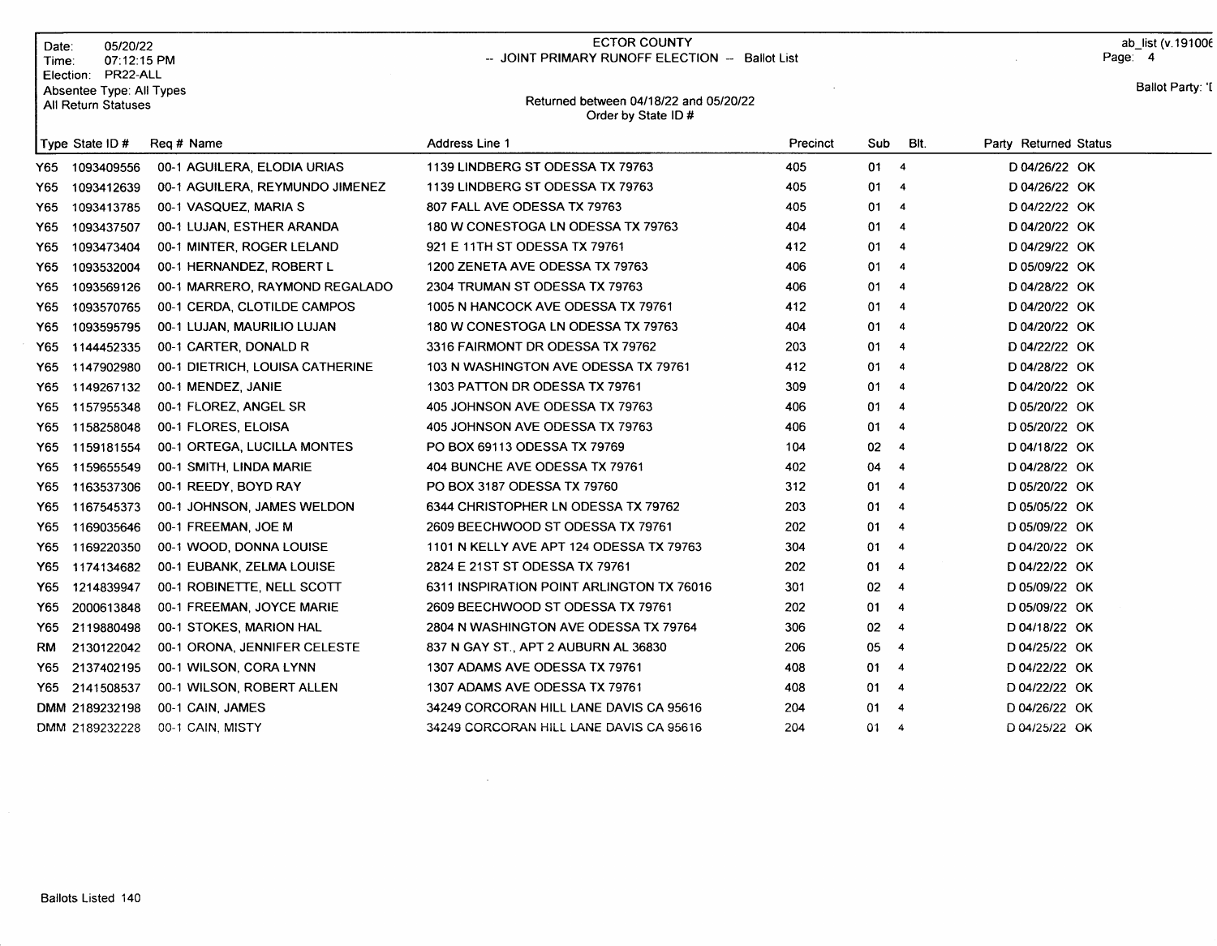Date: 05/20/22
Time: 07:12:15 PM
Election: PR22-ALL
Absentee Type: All Types
All Return Statuses

ECTOR COUNTY
-- JOINT PRIMARY RUNOFF ELECTION -- Ballot List

Returned between 04/18/22 and 05/20/22
Order by State ID #

ab_list (v.191006

Ballot Party: 'I

| Type | State ID # | Req # | Name | Address Line 1 | Precinct | Sub | Blt. | Party | Returned | Status |
|---|---|---|---|---|---|---|---|---|---|---|
| Y65 | 1093409556 | 00-1 | AGUILERA, ELODIA URIAS | 1139 LINDBERG ST ODESSA TX 79763 | 405 | 01 | 4 | D | 04/26/22 | OK |
| Y65 | 1093412639 | 00-1 | AGUILERA, REYMUNDO JIMENEZ | 1139 LINDBERG ST ODESSA TX 79763 | 405 | 01 | 4 | D | 04/26/22 | OK |
| Y65 | 1093413785 | 00-1 | VASQUEZ, MARIA S | 807 FALL AVE ODESSA TX 79763 | 405 | 01 | 4 | D | 04/22/22 | OK |
| Y65 | 1093437507 | 00-1 | LUJAN, ESTHER ARANDA | 180 W CONESTOGA LN ODESSA TX 79763 | 404 | 01 | 4 | D | 04/20/22 | OK |
| Y65 | 1093473404 | 00-1 | MINTER, ROGER LELAND | 921 E 11TH ST ODESSA TX 79761 | 412 | 01 | 4 | D | 04/29/22 | OK |
| Y65 | 1093532004 | 00-1 | HERNANDEZ, ROBERT L | 1200 ZENETA AVE ODESSA TX 79763 | 406 | 01 | 4 | D | 05/09/22 | OK |
| Y65 | 1093569126 | 00-1 | MARRERO, RAYMOND REGALADO | 2304 TRUMAN ST ODESSA TX 79763 | 406 | 01 | 4 | D | 04/28/22 | OK |
| Y65 | 1093570765 | 00-1 | CERDA, CLOTILDE CAMPOS | 1005 N HANCOCK AVE ODESSA TX 79761 | 412 | 01 | 4 | D | 04/20/22 | OK |
| Y65 | 1093595795 | 00-1 | LUJAN, MAURILIO LUJAN | 180 W CONESTOGA LN ODESSA TX 79763 | 404 | 01 | 4 | D | 04/20/22 | OK |
| Y65 | 1144452335 | 00-1 | CARTER, DONALD R | 3316 FAIRMONT DR ODESSA TX 79762 | 203 | 01 | 4 | D | 04/22/22 | OK |
| Y65 | 1147902980 | 00-1 | DIETRICH, LOUISA CATHERINE | 103 N WASHINGTON AVE ODESSA TX 79761 | 412 | 01 | 4 | D | 04/28/22 | OK |
| Y65 | 1149267132 | 00-1 | MENDEZ, JANIE | 1303 PATTON DR ODESSA TX 79761 | 309 | 01 | 4 | D | 04/20/22 | OK |
| Y65 | 1157955348 | 00-1 | FLOREZ, ANGEL SR | 405 JOHNSON AVE ODESSA TX 79763 | 406 | 01 | 4 | D | 05/20/22 | OK |
| Y65 | 1158258048 | 00-1 | FLORES, ELOISA | 405 JOHNSON AVE ODESSA TX 79763 | 406 | 01 | 4 | D | 05/20/22 | OK |
| Y65 | 1159181554 | 00-1 | ORTEGA, LUCILLA MONTES | PO BOX 69113 ODESSA TX 79769 | 104 | 02 | 4 | D | 04/18/22 | OK |
| Y65 | 1159655549 | 00-1 | SMITH, LINDA MARIE | 404 BUNCHE AVE ODESSA TX 79761 | 402 | 04 | 4 | D | 04/28/22 | OK |
| Y65 | 1163537306 | 00-1 | REEDY, BOYD RAY | PO BOX 3187 ODESSA TX 79760 | 312 | 01 | 4 | D | 05/20/22 | OK |
| Y65 | 1167545373 | 00-1 | JOHNSON, JAMES WELDON | 6344 CHRISTOPHER LN ODESSA TX 79762 | 203 | 01 | 4 | D | 05/05/22 | OK |
| Y65 | 1169035646 | 00-1 | FREEMAN, JOE M | 2609 BEECHWOOD ST ODESSA TX 79761 | 202 | 01 | 4 | D | 05/09/22 | OK |
| Y65 | 1169220350 | 00-1 | WOOD, DONNA LOUISE | 1101 N KELLY AVE APT 124 ODESSA TX 79763 | 304 | 01 | 4 | D | 04/20/22 | OK |
| Y65 | 1174134682 | 00-1 | EUBANK, ZELMA LOUISE | 2824 E 21ST ST ODESSA TX 79761 | 202 | 01 | 4 | D | 04/22/22 | OK |
| Y65 | 1214839947 | 00-1 | ROBINETTE, NELL SCOTT | 6311 INSPIRATION POINT ARLINGTON TX 76016 | 301 | 02 | 4 | D | 05/09/22 | OK |
| Y65 | 2000613848 | 00-1 | FREEMAN, JOYCE MARIE | 2609 BEECHWOOD ST ODESSA TX 79761 | 202 | 01 | 4 | D | 05/09/22 | OK |
| Y65 | 2119880498 | 00-1 | STOKES, MARION HAL | 2804 N WASHINGTON AVE ODESSA TX 79764 | 306 | 02 | 4 | D | 04/18/22 | OK |
| RM | 2130122042 | 00-1 | ORONA, JENNIFER CELESTE | 837 N GAY ST., APT 2 AUBURN AL 36830 | 206 | 05 | 4 | D | 04/25/22 | OK |
| Y65 | 2137402195 | 00-1 | WILSON, CORA LYNN | 1307 ADAMS AVE ODESSA TX 79761 | 408 | 01 | 4 | D | 04/22/22 | OK |
| Y65 | 2141508537 | 00-1 | WILSON, ROBERT ALLEN | 1307 ADAMS AVE ODESSA TX 79761 | 408 | 01 | 4 | D | 04/22/22 | OK |
| DMM | 2189232198 | 00-1 | CAIN, JAMES | 34249 CORCORAN HILL LANE DAVIS CA 95616 | 204 | 01 | 4 | D | 04/26/22 | OK |
| DMM | 2189232228 | 00-1 | CAIN, MISTY | 34249 CORCORAN HILL LANE DAVIS CA 95616 | 204 | 01 | 4 | D | 04/25/22 | OK |

Ballots Listed 140